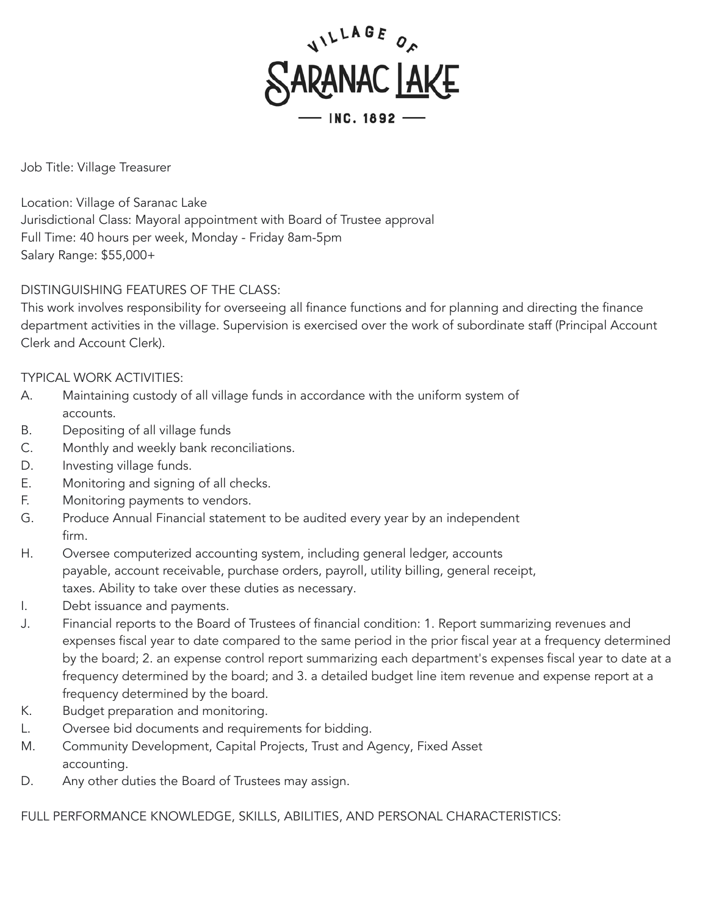# Village of Saranac Lake
INC. 1892

Job Title: Village Treasurer

Location: Village of Saranac Lake
Jurisdictional Class: Mayoral appointment with Board of Trustee approval
Full Time: 40 hours per week, Monday - Friday 8am-5pm
Salary Range: $55,000+

DISTINGUISHING FEATURES OF THE CLASS:
This work involves responsibility for overseeing all finance functions and for planning and directing the finance department activities in the village. Supervision is exercised over the work of subordinate staff (Principal Account Clerk and Account Clerk).

TYPICAL WORK ACTIVITIES:

A. Maintaining custody of all village funds in accordance with the uniform system of accounts.
B. Depositing of all village funds
C. Monthly and weekly bank reconciliations.
D. Investing village funds.
E. Monitoring and signing of all checks.
F. Monitoring payments to vendors.
G. Produce Annual Financial statement to be audited every year by an independent firm.
H. Oversee computerized accounting system, including general ledger, accounts payable, account receivable, purchase orders, payroll, utility billing, general receipt, taxes. Ability to take over these duties as necessary.
I. Debt issuance and payments.
J. Financial reports to the Board of Trustees of financial condition: 1. Report summarizing revenues and expenses fiscal year to date compared to the same period in the prior fiscal year at a frequency determined by the board; 2. an expense control report summarizing each department's expenses fiscal year to date at a frequency determined by the board; and 3. a detailed budget line item revenue and expense report at a frequency determined by the board.
K. Budget preparation and monitoring.
L. Oversee bid documents and requirements for bidding.
M. Community Development, Capital Projects, Trust and Agency, Fixed Asset accounting.
D. Any other duties the Board of Trustees may assign.

FULL PERFORMANCE KNOWLEDGE, SKILLS, ABILITIES, AND PERSONAL CHARACTERISTICS: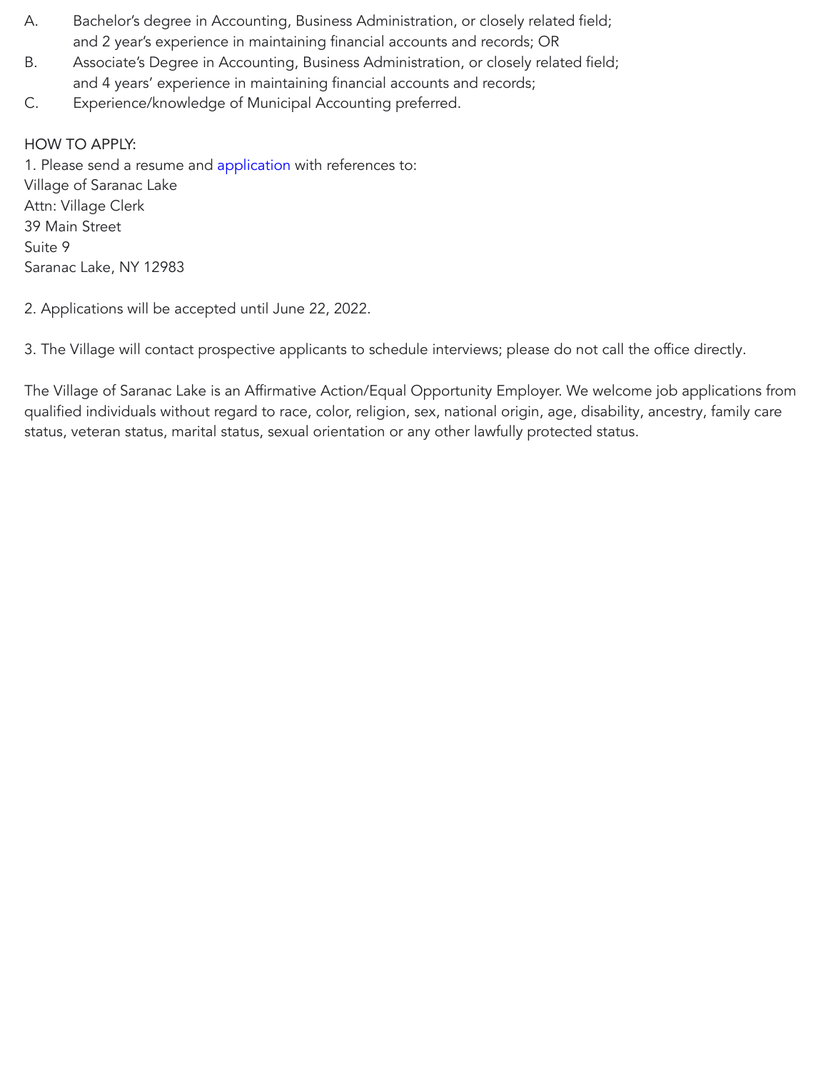A. Bachelor's degree in Accounting, Business Administration, or closely related field; and 2 year's experience in maintaining financial accounts and records; OR
B. Associate's Degree in Accounting, Business Administration, or closely related field; and 4 years' experience in maintaining financial accounts and records;
C. Experience/knowledge of Municipal Accounting preferred.

HOW TO APPLY:

1. Please send a resume and application with references to:
Village of Saranac Lake
Attn: Village Clerk
39 Main Street
Suite 9
Saranac Lake, NY 12983

2. Applications will be accepted until June 22, 2022.

3. The Village will contact prospective applicants to schedule interviews; please do not call the office directly.

The Village of Saranac Lake is an Affirmative Action/Equal Opportunity Employer. We welcome job applications from qualified individuals without regard to race, color, religion, sex, national origin, age, disability, ancestry, family care status, veteran status, marital status, sexual orientation or any other lawfully protected status.